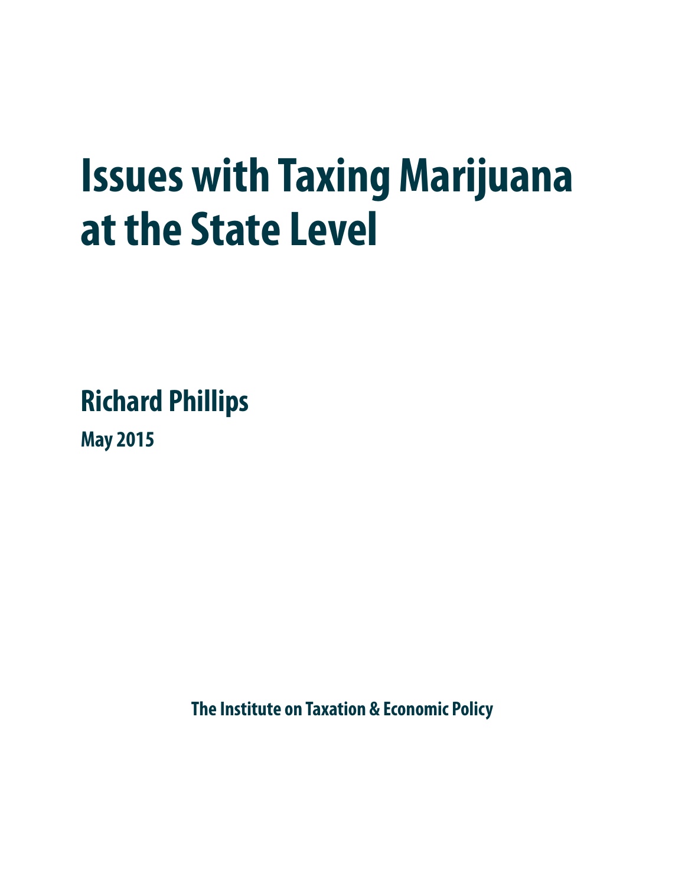# Issues with Taxing Marijuana at the State Level

**Richard Phillips**

**May 2015**

**The Institute on Taxation & Economic Policy**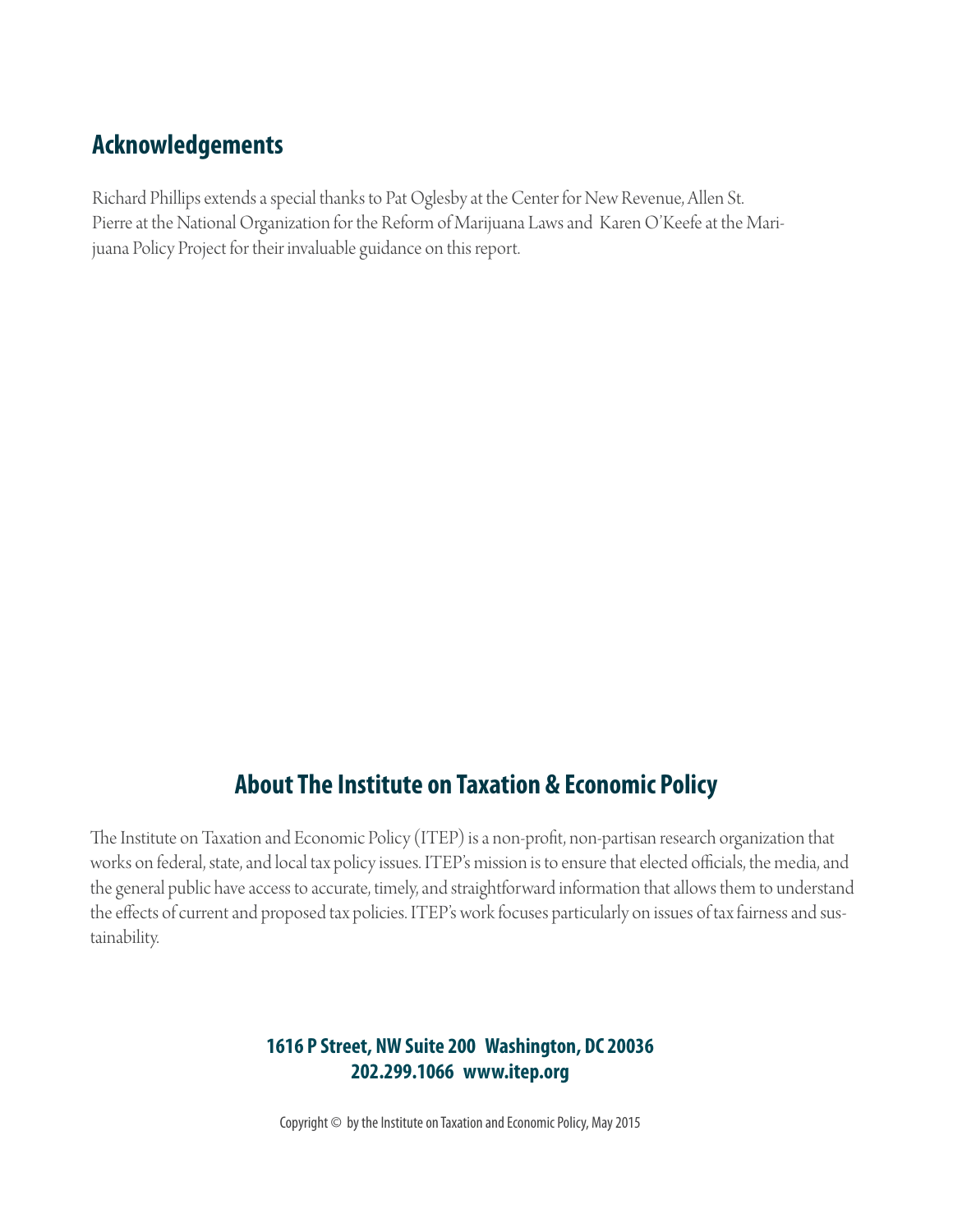## Acknowledgements

Richard Phillips extends a special thanks to Pat Oglesby at the Center for New Revenue, Allen St. Pierre at the National Organization for the Reform of Marijuana Laws and Karen O'Keefe at the Marijuana Policy Project for their invaluable guidance on this report.

## About The Institute on Taxation & Economic Policy

The Institute on Taxation and Economic Policy (ITEP) is a non-profit, non-partisan research organization that works on federal, state, and local tax policy issues. ITEP's mission is to ensure that elected officials, the media, and the general public have access to accurate, timely, and straightforward information that allows them to understand the effects of current and proposed tax policies. ITEP's work focuses particularly on issues of tax fairness and sustainability.

**1616 P Street, NW Suite 200 Washington, DC 20036**
**202.299.1066 www.itep.org**

Copyright © by the Institute on Taxation and Economic Policy, May 2015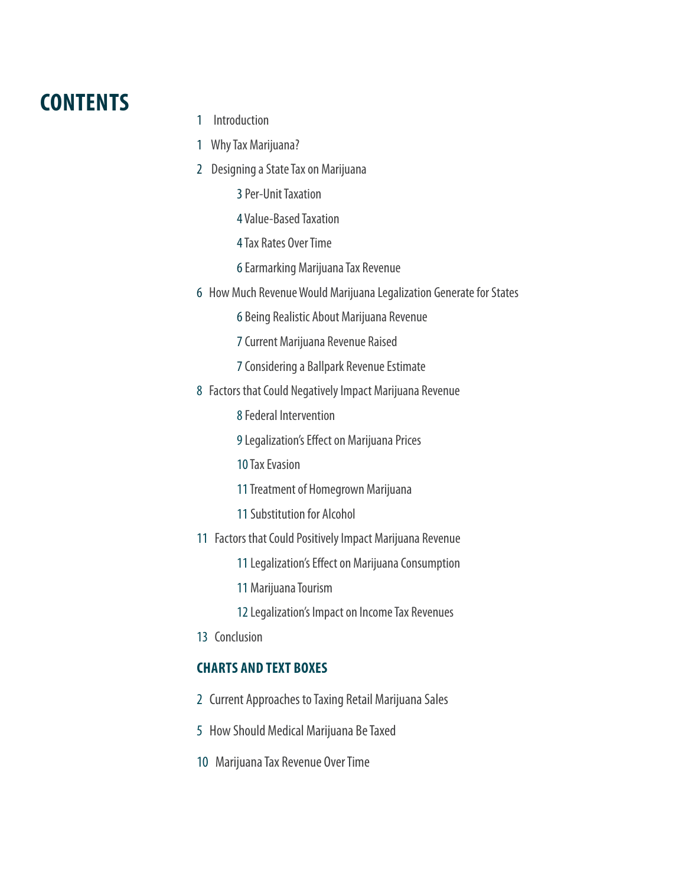# CONTENTS

1 Introduction

1 Why Tax Marijuana?

2 Designing a State Tax on Marijuana

- 3 Per-Unit Taxation
- 4 Value-Based Taxation
- 4 Tax Rates Over Time
- 6 Earmarking Marijuana Tax Revenue

6 How Much Revenue Would Marijuana Legalization Generate for States

- 6 Being Realistic About Marijuana Revenue
- 7 Current Marijuana Revenue Raised
- 7 Considering a Ballpark Revenue Estimate

8 Factors that Could Negatively Impact Marijuana Revenue

- 8 Federal Intervention
- 9 Legalization's Effect on Marijuana Prices
- 10 Tax Evasion
- 11 Treatment of Homegrown Marijuana
- 11 Substitution for Alcohol

11 Factors that Could Positively Impact Marijuana Revenue

- 11 Legalization's Effect on Marijuana Consumption
- 11 Marijuana Tourism
- 12 Legalization's Impact on Income Tax Revenues

13 Conclusion

## CHARTS AND TEXT BOXES

2 Current Approaches to Taxing Retail Marijuana Sales

5 How Should Medical Marijuana Be Taxed

10 Marijuana Tax Revenue Over Time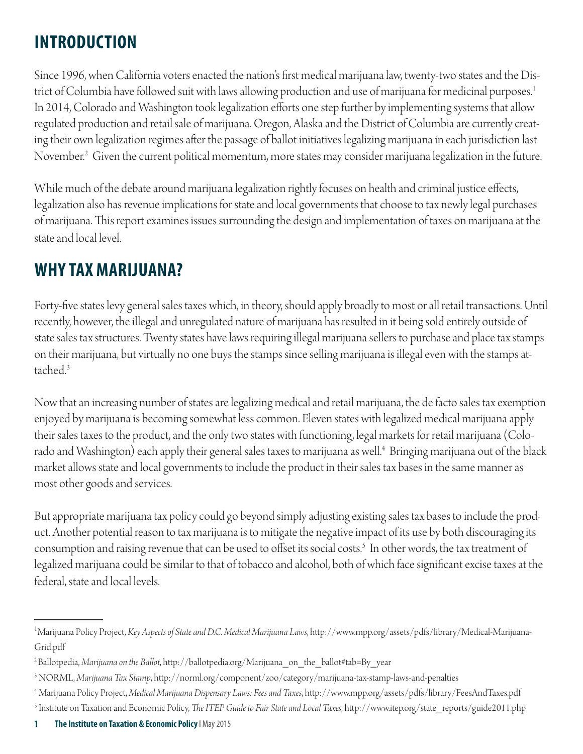## INTRODUCTION

Since 1996, when California voters enacted the nation's first medical marijuana law, twenty-two states and the District of Columbia have followed suit with laws allowing production and use of marijuana for medicinal purposes.[1] In 2014, Colorado and Washington took legalization efforts one step further by implementing systems that allow regulated production and retail sale of marijuana. Oregon, Alaska and the District of Columbia are currently creating their own legalization regimes after the passage of ballot initiatives legalizing marijuana in each jurisdiction last November.[2] Given the current political momentum, more states may consider marijuana legalization in the future.

While much of the debate around marijuana legalization rightly focuses on health and criminal justice effects, legalization also has revenue implications for state and local governments that choose to tax newly legal purchases of marijuana. This report examines issues surrounding the design and implementation of taxes on marijuana at the state and local level.

## WHY TAX MARIJUANA?

Forty-five states levy general sales taxes which, in theory, should apply broadly to most or all retail transactions. Until recently, however, the illegal and unregulated nature of marijuana has resulted in it being sold entirely outside of state sales tax structures. Twenty states have laws requiring illegal marijuana sellers to purchase and place tax stamps on their marijuana, but virtually no one buys the stamps since selling marijuana is illegal even with the stamps attached.[3]

Now that an increasing number of states are legalizing medical and retail marijuana, the de facto sales tax exemption enjoyed by marijuana is becoming somewhat less common. Eleven states with legalized medical marijuana apply their sales taxes to the product, and the only two states with functioning, legal markets for retail marijuana (Colorado and Washington) each apply their general sales taxes to marijuana as well.[4] Bringing marijuana out of the black market allows state and local governments to include the product in their sales tax bases in the same manner as most other goods and services.

But appropriate marijuana tax policy could go beyond simply adjusting existing sales tax bases to include the product. Another potential reason to tax marijuana is to mitigate the negative impact of its use by both discouraging its consumption and raising revenue that can be used to offset its social costs.[5] In other words, the tax treatment of legalized marijuana could be similar to that of tobacco and alcohol, both of which face significant excise taxes at the federal, state and local levels.

---

[1] Marijuana Policy Project, *Key Aspects of State and D.C. Medical Marijuana Laws*, http://www.mpp.org/assets/pdfs/library/Medical-Marijuana-Grid.pdf

[2] Ballotpedia, *Marijuana on the Ballot*, http://ballotpedia.org/Marijuana_on_the_ballot#tab=By_year

[3] NORML, *Marijuana Tax Stamp*, http://norml.org/component/zoo/category/marijuana-tax-stamp-laws-and-penalties

[4] Marijuana Policy Project, *Medical Marijuana Dispensary Laws: Fees and Taxes*, http://www.mpp.org/assets/pdfs/library/FeesAndTaxes.pdf

[5] Institute on Taxation and Economic Policy, *The ITEP Guide to Fair State and Local Taxes*, http://www.itep.org/state_reports/guide2011.php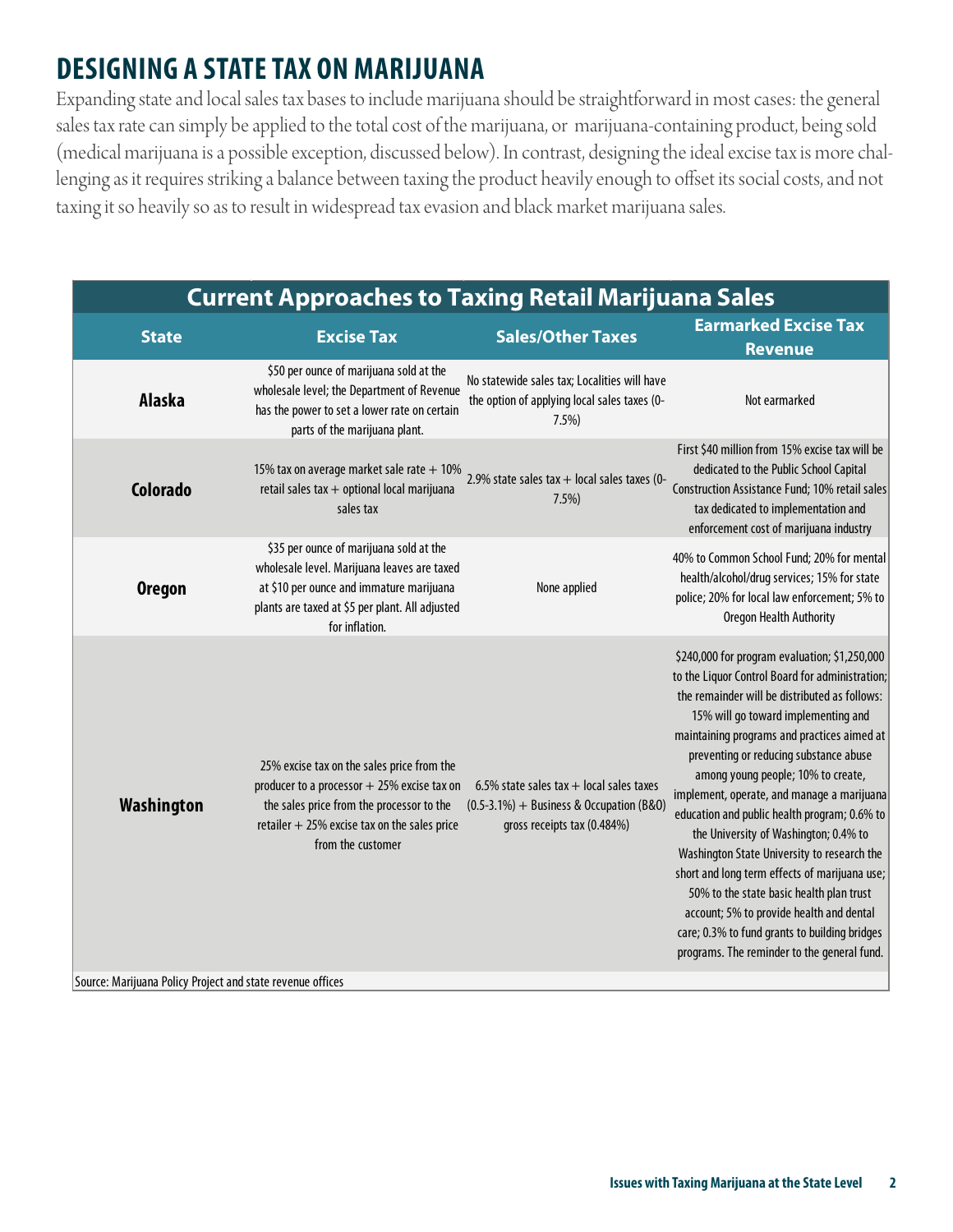## DESIGNING A STATE TAX ON MARIJUANA

Expanding state and local sales tax bases to include marijuana should be straightforward in most cases: the general sales tax rate can simply be applied to the total cost of the marijuana, or marijuana-containing product, being sold (medical marijuana is a possible exception, discussed below). In contrast, designing the ideal excise tax is more challenging as it requires striking a balance between taxing the product heavily enough to offset its social costs, and not taxing it so heavily so as to result in widespread tax evasion and black market marijuana sales.

**Current Approaches to Taxing Retail Marijuana Sales**

| State | Excise Tax | Sales/Other Taxes | Earmarked Excise Tax Revenue |
|---|---|---|---|
| **Alaska** | $50 per ounce of marijuana sold at the wholesale level; the Department of Revenue has the power to set a lower rate on certain parts of the marijuana plant. | No statewide sales tax; Localities will have the option of applying local sales taxes (0-7.5%) | Not earmarked |
| **Colorado** | 15% tax on average market sale rate + 10% retail sales tax + optional local marijuana sales tax | 2.9% state sales tax + local sales taxes (0-7.5%) | First $40 million from 15% excise tax will be dedicated to the Public School Capital Construction Assistance Fund; 10% retail sales tax dedicated to implementation and enforcement cost of marijuana industry |
| **Oregon** | $35 per ounce of marijuana sold at the wholesale level. Marijuana leaves are taxed at $10 per ounce and immature marijuana plants are taxed at $5 per plant. All adjusted for inflation. | None applied | 40% to Common School Fund; 20% for mental health/alcohol/drug services; 15% for state police; 20% for local law enforcement; 5% to Oregon Health Authority |
| **Washington** | 25% excise tax on the sales price from the producer to a processor + 25% excise tax on the sales price from the processor to the retailer + 25% excise tax on the sales price from the customer | 6.5% state sales tax + local sales taxes (0.5-3.1%) + Business & Occupation (B&O) gross receipts tax (0.484%) | $240,000 for program evaluation; $1,250,000 to the Liquor Control Board for administration; the remainder will be distributed as follows: 15% will go toward implementing and maintaining programs and practices aimed at preventing or reducing substance abuse among young people; 10% to create, implement, operate, and manage a marijuana education and public health program; 0.6% to the University of Washington; 0.4% to Washington State University to research the short and long term effects of marijuana use; 50% to the state basic health plan trust account; 5% to provide health and dental care; 0.3% to fund grants to building bridges programs. The reminder to the general fund. |

Source: Marijuana Policy Project and state revenue offices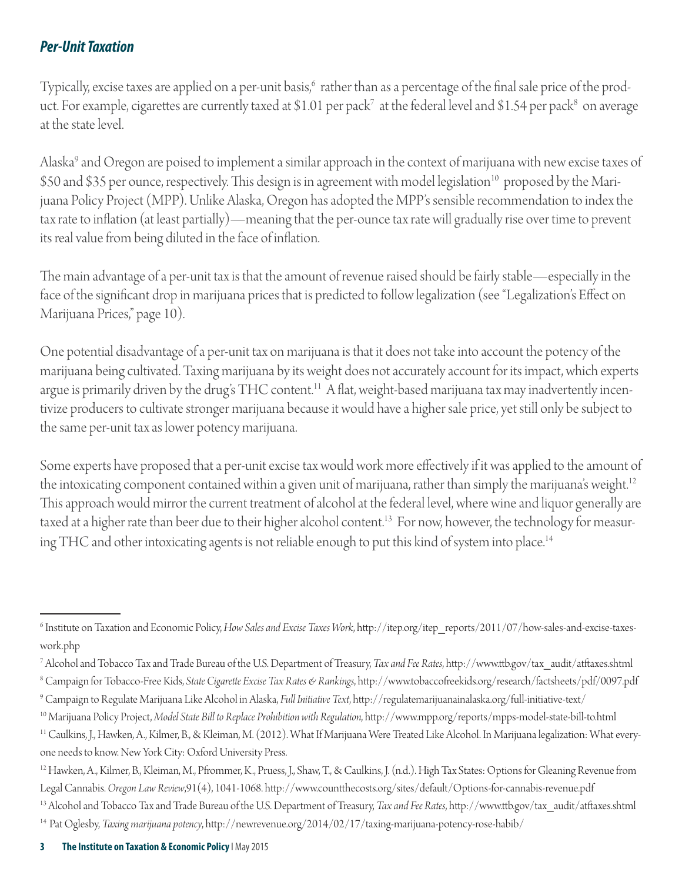### *Per-Unit Taxation*

Typically, excise taxes are applied on a per-unit basis,[6] rather than as a percentage of the final sale price of the product. For example, cigarettes are currently taxed at $1.01 per pack[7] at the federal level and $1.54 per pack[8] on average at the state level.

Alaska[9] and Oregon are poised to implement a similar approach in the context of marijuana with new excise taxes of $50 and $35 per ounce, respectively. This design is in agreement with model legislation[10] proposed by the Marijuana Policy Project (MPP). Unlike Alaska, Oregon has adopted the MPP's sensible recommendation to index the tax rate to inflation (at least partially)—meaning that the per-ounce tax rate will gradually rise over time to prevent its real value from being diluted in the face of inflation.

The main advantage of a per-unit tax is that the amount of revenue raised should be fairly stable—especially in the face of the significant drop in marijuana prices that is predicted to follow legalization (see "Legalization's Effect on Marijuana Prices," page 10).

One potential disadvantage of a per-unit tax on marijuana is that it does not take into account the potency of the marijuana being cultivated. Taxing marijuana by its weight does not accurately account for its impact, which experts argue is primarily driven by the drug's THC content.[11] A flat, weight-based marijuana tax may inadvertently incentivize producers to cultivate stronger marijuana because it would have a higher sale price, yet still only be subject to the same per-unit tax as lower potency marijuana.

Some experts have proposed that a per-unit excise tax would work more effectively if it was applied to the amount of the intoxicating component contained within a given unit of marijuana, rather than simply the marijuana's weight.[12] This approach would mirror the current treatment of alcohol at the federal level, where wine and liquor generally are taxed at a higher rate than beer due to their higher alcohol content.[13] For now, however, the technology for measuring THC and other intoxicating agents is not reliable enough to put this kind of system into place.[14]

---

[6] Institute on Taxation and Economic Policy, *How Sales and Excise Taxes Work*, http://itep.org/itep_reports/2011/07/how-sales-and-excise-taxes-work.php

[7] Alcohol and Tobacco Tax and Trade Bureau of the U.S. Department of Treasury, *Tax and Fee Rates*, http://www.ttb.gov/tax_audit/atftaxes.shtml

[8] Campaign for Tobacco-Free Kids, *State Cigarette Excise Tax Rates & Rankings*, http://www.tobaccofreekids.org/research/factsheets/pdf/0097.pdf

[9] Campaign to Regulate Marijuana Like Alcohol in Alaska, *Full Initiative Text*, http://regulatemarijuanainalaska.org/full-initiative-text/

[10] Marijuana Policy Project, *Model State Bill to Replace Prohibition with Regulation*, http://www.mpp.org/reports/mpps-model-state-bill-to.html

[11] Caulkins, J., Hawken, A., Kilmer, B., & Kleiman, M. (2012). What If Marijuana Were Treated Like Alcohol. In Marijuana legalization: What everyone needs to know. New York City: Oxford University Press.

[12] Hawken, A., Kilmer, B., Kleiman, M., Pfrommer, K., Pruess, J., Shaw, T., & Caulkins, J. (n.d.). High Tax States: Options for Gleaning Revenue from Legal Cannabis. *Oregon Law Review*,91(4), 1041-1068. http://www.countthecosts.org/sites/default/Options-for-cannabis-revenue.pdf

[13] Alcohol and Tobacco Tax and Trade Bureau of the U.S. Department of Treasury, *Tax and Fee Rates*, http://www.ttb.gov/tax_audit/atftaxes.shtml

[14] Pat Oglesby, *Taxing marijuana potency*, http://newrevenue.org/2014/02/17/taxing-marijuana-potency-rose-habib/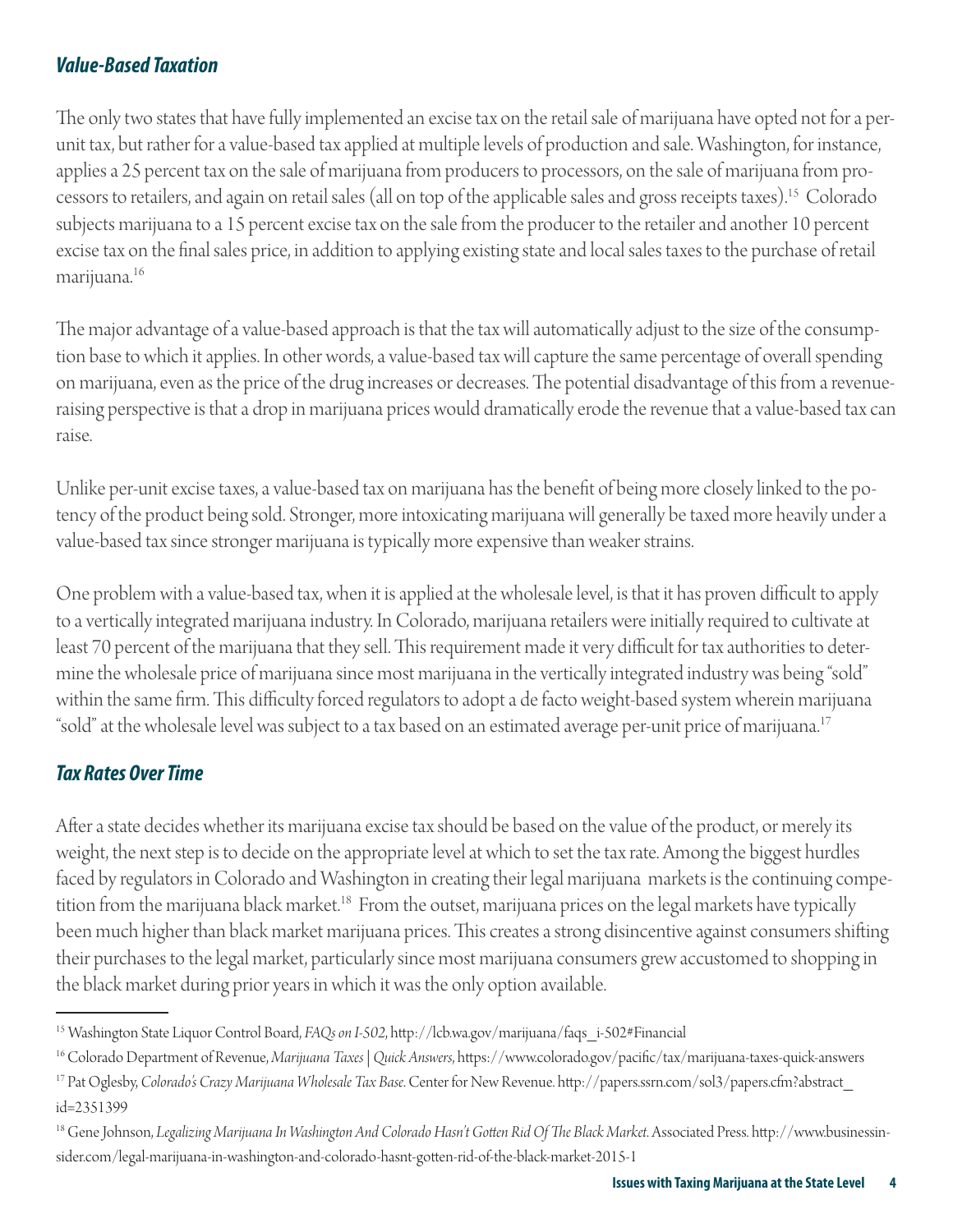### *Value-Based Taxation*

The only two states that have fully implemented an excise tax on the retail sale of marijuana have opted not for a per-unit tax, but rather for a value-based tax applied at multiple levels of production and sale. Washington, for instance, applies a 25 percent tax on the sale of marijuana from producers to processors, on the sale of marijuana from processors to retailers, and again on retail sales (all on top of the applicable sales and gross receipts taxes).[15] Colorado subjects marijuana to a 15 percent excise tax on the sale from the producer to the retailer and another 10 percent excise tax on the final sales price, in addition to applying existing state and local sales taxes to the purchase of retail marijuana.[16]

The major advantage of a value-based approach is that the tax will automatically adjust to the size of the consumption base to which it applies. In other words, a value-based tax will capture the same percentage of overall spending on marijuana, even as the price of the drug increases or decreases. The potential disadvantage of this from a revenue-raising perspective is that a drop in marijuana prices would dramatically erode the revenue that a value-based tax can raise.

Unlike per-unit excise taxes, a value-based tax on marijuana has the benefit of being more closely linked to the potency of the product being sold. Stronger, more intoxicating marijuana will generally be taxed more heavily under a value-based tax since stronger marijuana is typically more expensive than weaker strains.

One problem with a value-based tax, when it is applied at the wholesale level, is that it has proven difficult to apply to a vertically integrated marijuana industry. In Colorado, marijuana retailers were initially required to cultivate at least 70 percent of the marijuana that they sell. This requirement made it very difficult for tax authorities to determine the wholesale price of marijuana since most marijuana in the vertically integrated industry was being "sold" within the same firm. This difficulty forced regulators to adopt a de facto weight-based system wherein marijuana "sold" at the wholesale level was subject to a tax based on an estimated average per-unit price of marijuana.[17]

### *Tax Rates Over Time*

After a state decides whether its marijuana excise tax should be based on the value of the product, or merely its weight, the next step is to decide on the appropriate level at which to set the tax rate. Among the biggest hurdles faced by regulators in Colorado and Washington in creating their legal marijuana markets is the continuing competition from the marijuana black market.[18] From the outset, marijuana prices on the legal markets have typically been much higher than black market marijuana prices. This creates a strong disincentive against consumers shifting their purchases to the legal market, particularly since most marijuana consumers grew accustomed to shopping in the black market during prior years in which it was the only option available.

---

[15] Washington State Liquor Control Board, *FAQs on I-502*, http://lcb.wa.gov/marijuana/faqs_i-502#Financial

[16] Colorado Department of Revenue, *Marijuana Taxes | Quick Answers*, https://www.colorado.gov/pacific/tax/marijuana-taxes-quick-answers

[17] Pat Oglesby, *Colorado's Crazy Marijuana Wholesale Tax Base*. Center for New Revenue. http://papers.ssrn.com/sol3/papers.cfm?abstract_id=2351399

[18] Gene Johnson, *Legalizing Marijuana In Washington And Colorado Hasn't Gotten Rid Of The Black Market*. Associated Press. http://www.businessinsider.com/legal-marijuana-in-washington-and-colorado-hasnt-gotten-rid-of-the-black-market-2015-1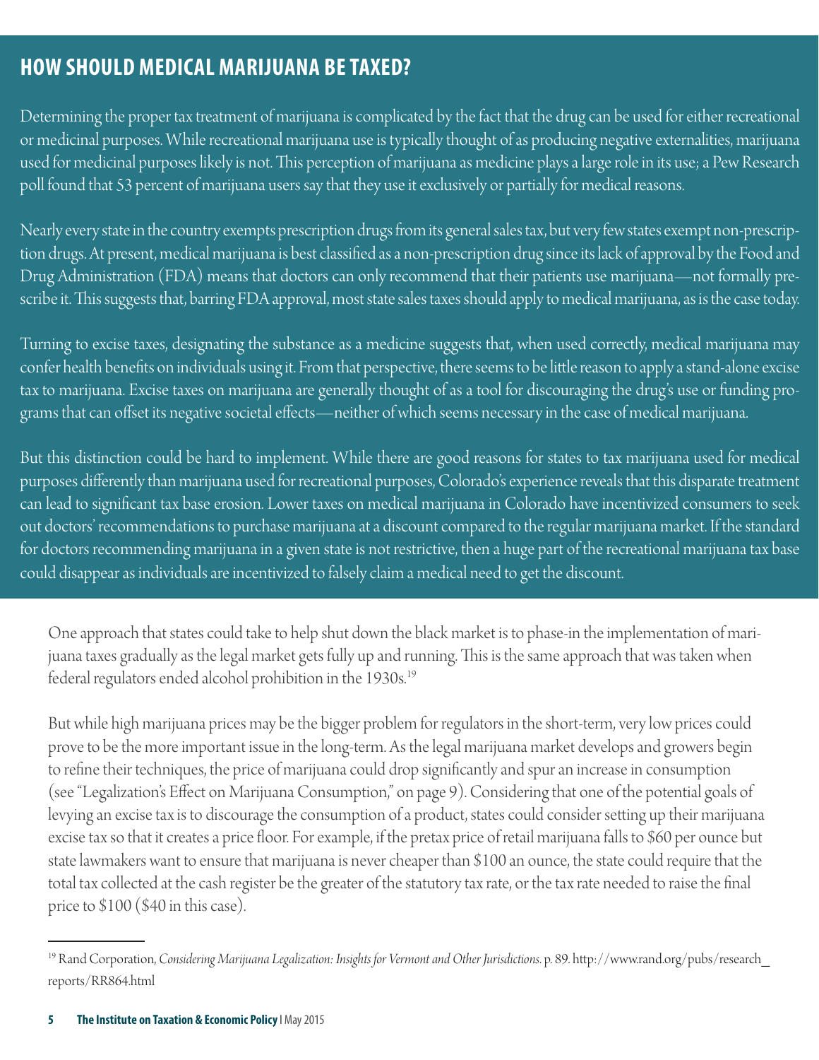## HOW SHOULD MEDICAL MARIJUANA BE TAXED?

Determining the proper tax treatment of marijuana is complicated by the fact that the drug can be used for either recreational or medicinal purposes. While recreational marijuana use is typically thought of as producing negative externalities, marijuana used for medicinal purposes likely is not. This perception of marijuana as medicine plays a large role in its use; a Pew Research poll found that 53 percent of marijuana users say that they use it exclusively or partially for medical reasons.

Nearly every state in the country exempts prescription drugs from its general sales tax, but very few states exempt non-prescription drugs. At present, medical marijuana is best classified as a non-prescription drug since its lack of approval by the Food and Drug Administration (FDA) means that doctors can only recommend that their patients use marijuana—not formally prescribe it. This suggests that, barring FDA approval, most state sales taxes should apply to medical marijuana, as is the case today.

Turning to excise taxes, designating the substance as a medicine suggests that, when used correctly, medical marijuana may confer health benefits on individuals using it. From that perspective, there seems to be little reason to apply a stand-alone excise tax to marijuana. Excise taxes on marijuana are generally thought of as a tool for discouraging the drug's use or funding programs that can offset its negative societal effects—neither of which seems necessary in the case of medical marijuana.

But this distinction could be hard to implement. While there are good reasons for states to tax marijuana used for medical purposes differently than marijuana used for recreational purposes, Colorado's experience reveals that this disparate treatment can lead to significant tax base erosion. Lower taxes on medical marijuana in Colorado have incentivized consumers to seek out doctors' recommendations to purchase marijuana at a discount compared to the regular marijuana market. If the standard for doctors recommending marijuana in a given state is not restrictive, then a huge part of the recreational marijuana tax base could disappear as individuals are incentivized to falsely claim a medical need to get the discount.

One approach that states could take to help shut down the black market is to phase-in the implementation of marijuana taxes gradually as the legal market gets fully up and running. This is the same approach that was taken when federal regulators ended alcohol prohibition in the 1930s.[19]

But while high marijuana prices may be the bigger problem for regulators in the short-term, very low prices could prove to be the more important issue in the long-term. As the legal marijuana market develops and growers begin to refine their techniques, the price of marijuana could drop significantly and spur an increase in consumption (see "Legalization's Effect on Marijuana Consumption," on page 9). Considering that one of the potential goals of levying an excise tax is to discourage the consumption of a product, states could consider setting up their marijuana excise tax so that it creates a price floor. For example, if the pretax price of retail marijuana falls to $60 per ounce but state lawmakers want to ensure that marijuana is never cheaper than $100 an ounce, the state could require that the total tax collected at the cash register be the greater of the statutory tax rate, or the tax rate needed to raise the final price to $100 ($40 in this case).

---

[19] Rand Corporation, *Considering Marijuana Legalization: Insights for Vermont and Other Jurisdictions.* p. 89. http://www.rand.org/pubs/research_reports/RR864.html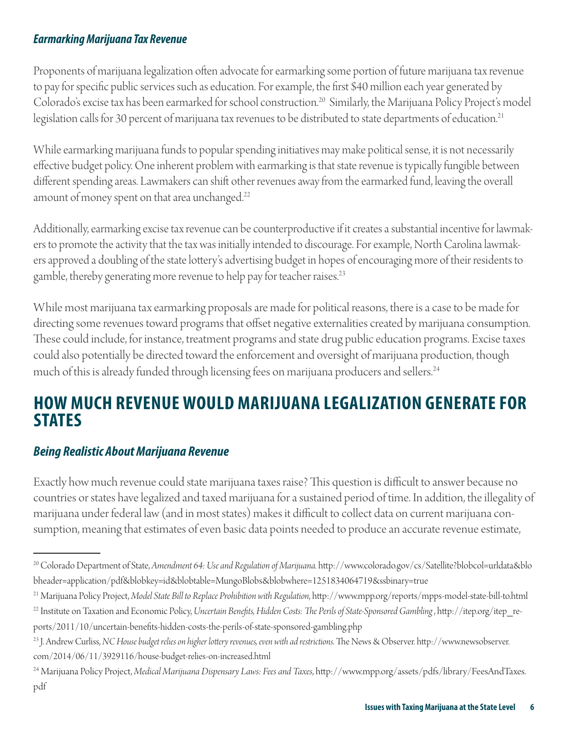### *Earmarking Marijuana Tax Revenue*

Proponents of marijuana legalization often advocate for earmarking some portion of future marijuana tax revenue to pay for specific public services such as education. For example, the first $40 million each year generated by Colorado's excise tax has been earmarked for school construction.[20] Similarly, the Marijuana Policy Project's model legislation calls for 30 percent of marijuana tax revenues to be distributed to state departments of education.[21]

While earmarking marijuana funds to popular spending initiatives may make political sense, it is not necessarily effective budget policy. One inherent problem with earmarking is that state revenue is typically fungible between different spending areas. Lawmakers can shift other revenues away from the earmarked fund, leaving the overall amount of money spent on that area unchanged.[22]

Additionally, earmarking excise tax revenue can be counterproductive if it creates a substantial incentive for lawmakers to promote the activity that the tax was initially intended to discourage. For example, North Carolina lawmakers approved a doubling of the state lottery's advertising budget in hopes of encouraging more of their residents to gamble, thereby generating more revenue to help pay for teacher raises.[23]

While most marijuana tax earmarking proposals are made for political reasons, there is a case to be made for directing some revenues toward programs that offset negative externalities created by marijuana consumption. These could include, for instance, treatment programs and state drug public education programs. Excise taxes could also potentially be directed toward the enforcement and oversight of marijuana production, though much of this is already funded through licensing fees on marijuana producers and sellers.[24]

## HOW MUCH REVENUE WOULD MARIJUANA LEGALIZATION GENERATE FOR STATES

### *Being Realistic About Marijuana Revenue*

Exactly how much revenue could state marijuana taxes raise? This question is difficult to answer because no countries or states have legalized and taxed marijuana for a sustained period of time. In addition, the illegality of marijuana under federal law (and in most states) makes it difficult to collect data on current marijuana consumption, meaning that estimates of even basic data points needed to produce an accurate revenue estimate,

---

[20] Colorado Department of State, *Amendment 64: Use and Regulation of Marijuana.* http://www.colorado.gov/cs/Satellite?blobcol=urldata&blobheader=application/pdf&blobkey=id&blobtable=MungoBlobs&blobwhere=1251834064719&ssbinary=true

[21] Marijuana Policy Project, *Model State Bill to Replace Prohibition with Regulation*, http://www.mpp.org/reports/mpps-model-state-bill-to.html

[22] Institute on Taxation and Economic Policy, *Uncertain Benefits, Hidden Costs: The Perils of State-Sponsored Gambling* , http://itep.org/itep_reports/2011/10/uncertain-benefits-hidden-costs-the-perils-of-state-sponsored-gambling.php

[23] J. Andrew Curliss, *NC House budget relies on higher lottery revenues, even with ad restrictions.* The News & Observer. http://www.newsobserver.com/2014/06/11/3929116/house-budget-relies-on-increased.html

[24] Marijuana Policy Project, *Medical Marijuana Dispensary Laws: Fees and Taxes*, http://www.mpp.org/assets/pdfs/library/FeesAndTaxes.pdf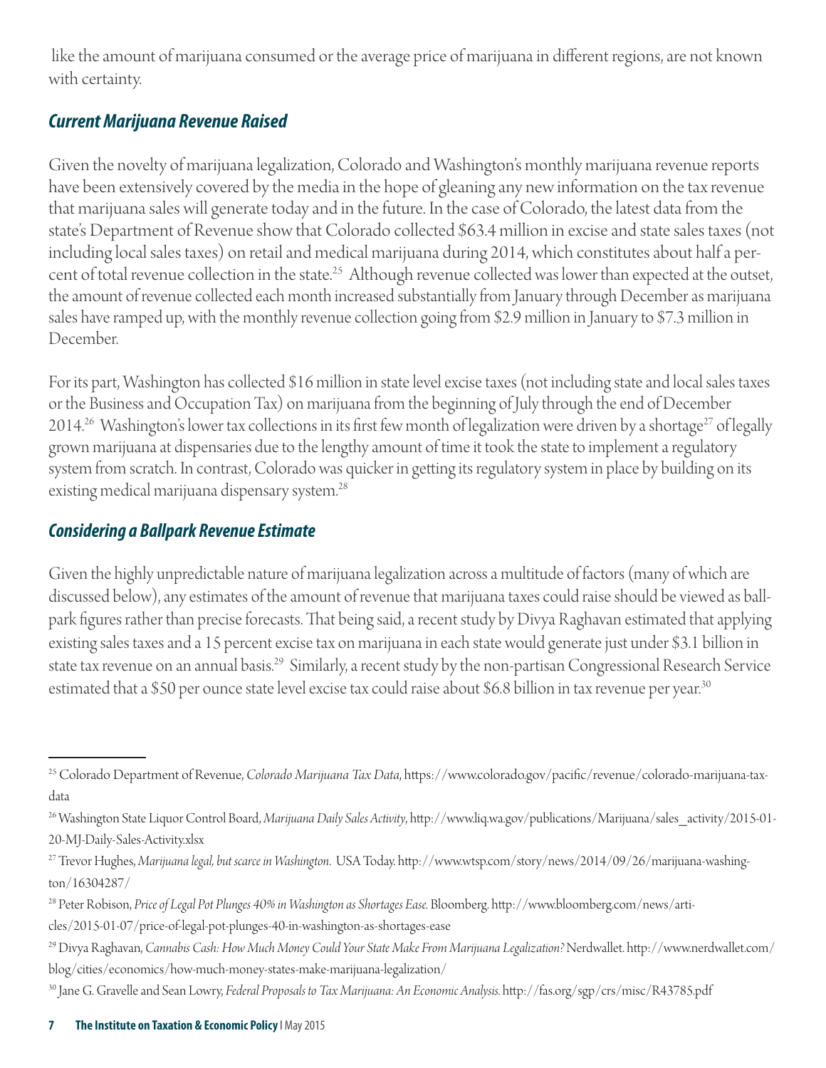like the amount of marijuana consumed or the average price of marijuana in different regions, are not known with certainty.

### *Current Marijuana Revenue Raised*

Given the novelty of marijuana legalization, Colorado and Washington's monthly marijuana revenue reports have been extensively covered by the media in the hope of gleaning any new information on the tax revenue that marijuana sales will generate today and in the future. In the case of Colorado, the latest data from the state's Department of Revenue show that Colorado collected $63.4 million in excise and state sales taxes (not including local sales taxes) on retail and medical marijuana during 2014, which constitutes about half a percent of total revenue collection in the state.[25] Although revenue collected was lower than expected at the outset, the amount of revenue collected each month increased substantially from January through December as marijuana sales have ramped up, with the monthly revenue collection going from $2.9 million in January to $7.3 million in December.

For its part, Washington has collected $16 million in state level excise taxes (not including state and local sales taxes or the Business and Occupation Tax) on marijuana from the beginning of July through the end of December 2014.[26] Washington's lower tax collections in its first few month of legalization were driven by a shortage[27] of legally grown marijuana at dispensaries due to the lengthy amount of time it took the state to implement a regulatory system from scratch. In contrast, Colorado was quicker in getting its regulatory system in place by building on its existing medical marijuana dispensary system.[28]

### *Considering a Ballpark Revenue Estimate*

Given the highly unpredictable nature of marijuana legalization across a multitude of factors (many of which are discussed below), any estimates of the amount of revenue that marijuana taxes could raise should be viewed as ballpark figures rather than precise forecasts. That being said, a recent study by Divya Raghavan estimated that applying existing sales taxes and a 15 percent excise tax on marijuana in each state would generate just under $3.1 billion in state tax revenue on an annual basis.[29] Similarly, a recent study by the non-partisan Congressional Research Service estimated that a $50 per ounce state level excise tax could raise about $6.8 billion in tax revenue per year.[30]

---

[25] Colorado Department of Revenue, *Colorado Marijuana Tax Data*, https://www.colorado.gov/pacific/revenue/colorado-marijuana-tax-data

[26] Washington State Liquor Control Board, *Marijuana Daily Sales Activity*, http://www.liq.wa.gov/publications/Marijuana/sales_activity/2015-01-20-MJ-Daily-Sales-Activity.xlsx

[27] Trevor Hughes, *Marijuana legal, but scarce in Washington*. USA Today. http://www.wtsp.com/story/news/2014/09/26/marijuana-washington/16304287/

[28] Peter Robison, *Price of Legal Pot Plunges 40% in Washington as Shortages Ease.* Bloomberg. http://www.bloomberg.com/news/articles/2015-01-07/price-of-legal-pot-plunges-40-in-washington-as-shortages-ease

[29] Divya Raghavan, *Cannabis Cash: How Much Money Could Your State Make From Marijuana Legalization?* Nerdwallet. http://www.nerdwallet.com/blog/cities/economics/how-much-money-states-make-marijuana-legalization/

[30] Jane G. Gravelle and Sean Lowry, *Federal Proposals to Tax Marijuana: An Economic Analysis.* http://fas.org/sgp/crs/misc/R43785.pdf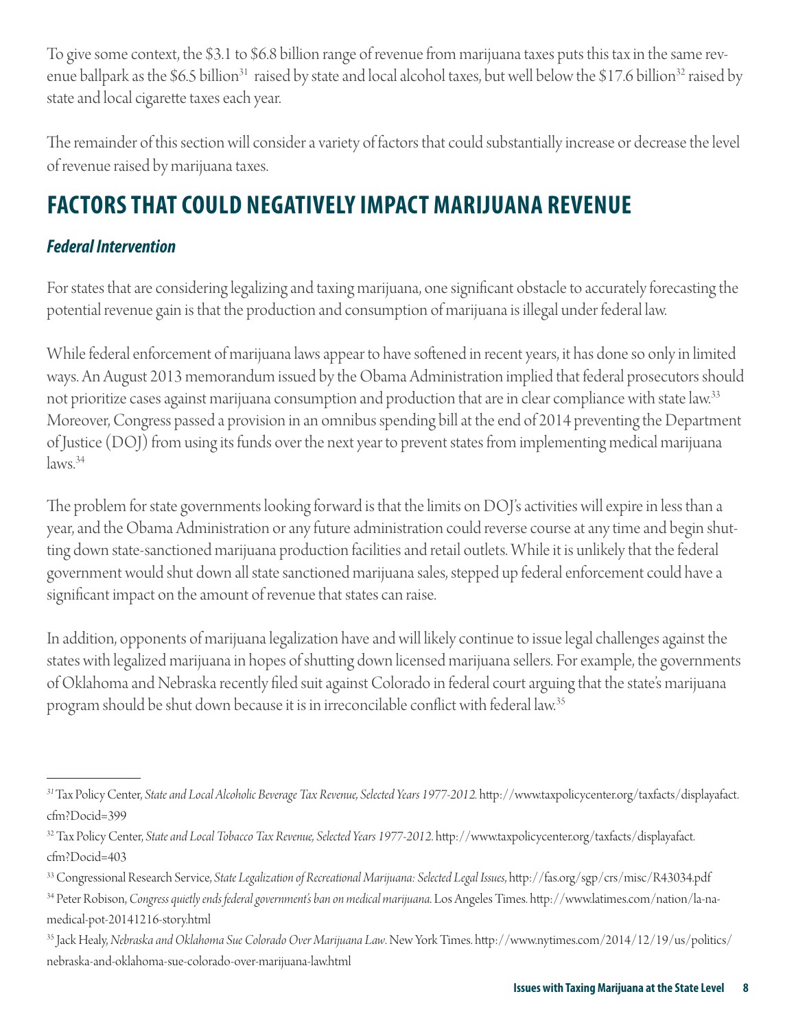To give some context, the $3.1 to $6.8 billion range of revenue from marijuana taxes puts this tax in the same revenue ballpark as the $6.5 billion[31] raised by state and local alcohol taxes, but well below the $17.6 billion[32] raised by state and local cigarette taxes each year.

The remainder of this section will consider a variety of factors that could substantially increase or decrease the level of revenue raised by marijuana taxes.

## FACTORS THAT COULD NEGATIVELY IMPACT MARIJUANA REVENUE

### *Federal Intervention*

For states that are considering legalizing and taxing marijuana, one significant obstacle to accurately forecasting the potential revenue gain is that the production and consumption of marijuana is illegal under federal law.

While federal enforcement of marijuana laws appear to have softened in recent years, it has done so only in limited ways. An August 2013 memorandum issued by the Obama Administration implied that federal prosecutors should not prioritize cases against marijuana consumption and production that are in clear compliance with state law.[33] Moreover, Congress passed a provision in an omnibus spending bill at the end of 2014 preventing the Department of Justice (DOJ) from using its funds over the next year to prevent states from implementing medical marijuana laws.[34]

The problem for state governments looking forward is that the limits on DOJ's activities will expire in less than a year, and the Obama Administration or any future administration could reverse course at any time and begin shutting down state-sanctioned marijuana production facilities and retail outlets. While it is unlikely that the federal government would shut down all state sanctioned marijuana sales, stepped up federal enforcement could have a significant impact on the amount of revenue that states can raise.

In addition, opponents of marijuana legalization have and will likely continue to issue legal challenges against the states with legalized marijuana in hopes of shutting down licensed marijuana sellers. For example, the governments of Oklahoma and Nebraska recently filed suit against Colorado in federal court arguing that the state's marijuana program should be shut down because it is in irreconcilable conflict with federal law.[35]

---

[31] Tax Policy Center, *State and Local Alcoholic Beverage Tax Revenue, Selected Years 1977-2012.* http://www.taxpolicycenter.org/taxfacts/displayafact.cfm?Docid=399

[32] Tax Policy Center, *State and Local Tobacco Tax Revenue, Selected Years 1977-2012.* http://www.taxpolicycenter.org/taxfacts/displayafact.cfm?Docid=403

[33] Congressional Research Service, *State Legalization of Recreational Marijuana: Selected Legal Issues*, http://fas.org/sgp/crs/misc/R43034.pdf

[34] Peter Robison, *Congress quietly ends federal government's ban on medical marijuana.* Los Angeles Times. http://www.latimes.com/nation/la-na-medical-pot-20141216-story.html

[35] Jack Healy, *Nebraska and Oklahoma Sue Colorado Over Marijuana Law*. New York Times. http://www.nytimes.com/2014/12/19/us/politics/nebraska-and-oklahoma-sue-colorado-over-marijuana-law.html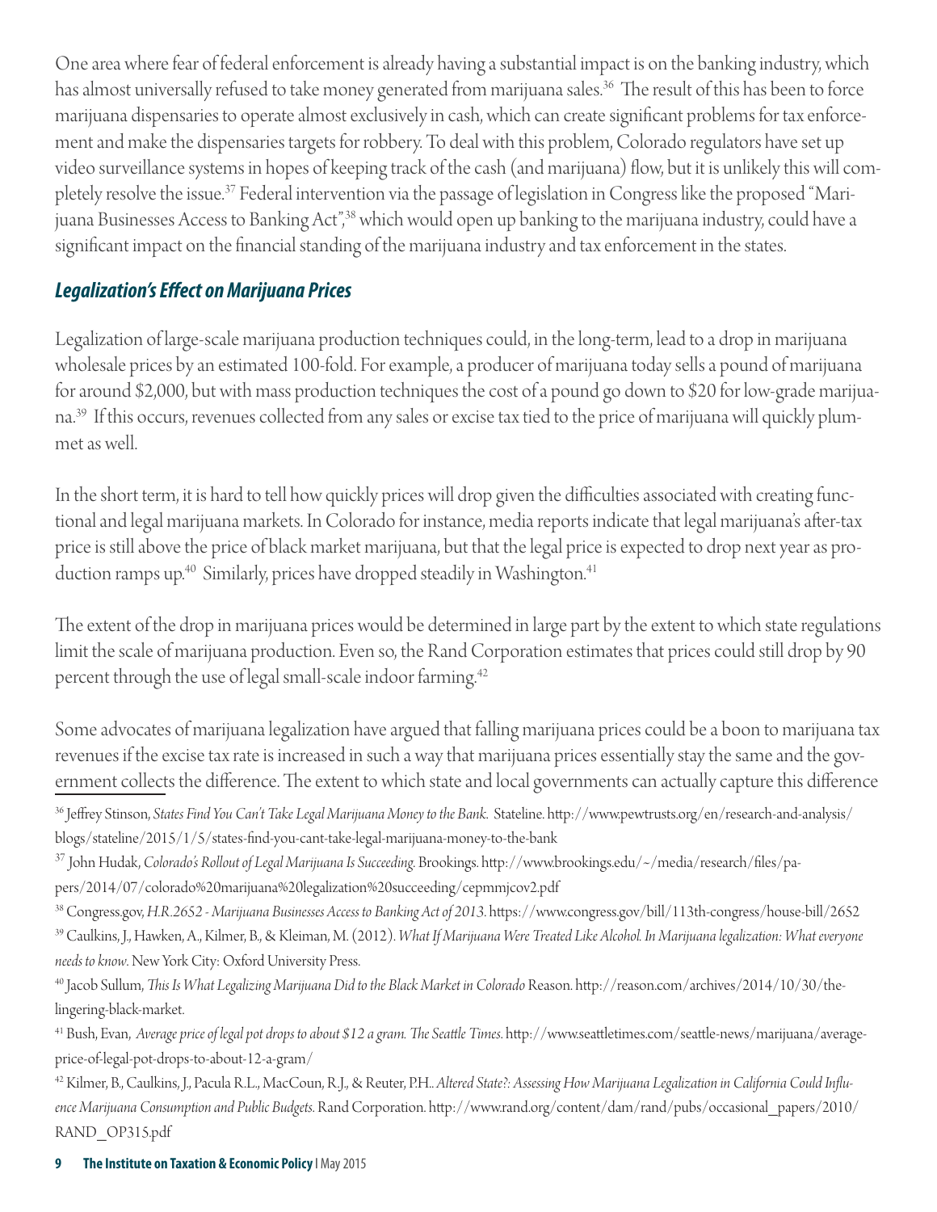One area where fear of federal enforcement is already having a substantial impact is on the banking industry, which has almost universally refused to take money generated from marijuana sales.[36] The result of this has been to force marijuana dispensaries to operate almost exclusively in cash, which can create significant problems for tax enforcement and make the dispensaries targets for robbery. To deal with this problem, Colorado regulators have set up video surveillance systems in hopes of keeping track of the cash (and marijuana) flow, but it is unlikely this will completely resolve the issue.[37] Federal intervention via the passage of legislation in Congress like the proposed "Marijuana Businesses Access to Banking Act",[38] which would open up banking to the marijuana industry, could have a significant impact on the financial standing of the marijuana industry and tax enforcement in the states.

### *Legalization's Effect on Marijuana Prices*

Legalization of large-scale marijuana production techniques could, in the long-term, lead to a drop in marijuana wholesale prices by an estimated 100-fold. For example, a producer of marijuana today sells a pound of marijuana for around $2,000, but with mass production techniques the cost of a pound go down to $20 for low-grade marijuana.[39] If this occurs, revenues collected from any sales or excise tax tied to the price of marijuana will quickly plummet as well.

In the short term, it is hard to tell how quickly prices will drop given the difficulties associated with creating functional and legal marijuana markets. In Colorado for instance, media reports indicate that legal marijuana's after-tax price is still above the price of black market marijuana, but that the legal price is expected to drop next year as production ramps up.[40] Similarly, prices have dropped steadily in Washington.[41]

The extent of the drop in marijuana prices would be determined in large part by the extent to which state regulations limit the scale of marijuana production. Even so, the Rand Corporation estimates that prices could still drop by 90 percent through the use of legal small-scale indoor farming.[42]

Some advocates of marijuana legalization have argued that falling marijuana prices could be a boon to marijuana tax revenues if the excise tax rate is increased in such a way that marijuana prices essentially stay the same and the government collects the difference. The extent to which state and local governments can actually capture this difference

---

[36] Jeffrey Stinson, *States Find You Can't Take Legal Marijuana Money to the Bank.* Stateline. http://www.pewtrusts.org/en/research-and-analysis/blogs/stateline/2015/1/5/states-find-you-cant-take-legal-marijuana-money-to-the-bank

[37] John Hudak, *Colorado's Rollout of Legal Marijuana Is Succeeding.* Brookings. http://www.brookings.edu/~/media/research/files/papers/2014/07/colorado%20marijuana%20legalization%20succeeding/cepmmjcov2.pdf

[38] Congress.gov, *H.R.2652 - Marijuana Businesses Access to Banking Act of 2013.* https://www.congress.gov/bill/113th-congress/house-bill/2652

[39] Caulkins, J., Hawken, A., Kilmer, B., & Kleiman, M. (2012). *What If Marijuana Were Treated Like Alcohol. In Marijuana legalization: What everyone needs to know.* New York City: Oxford University Press.

[40] Jacob Sullum, *This Is What Legalizing Marijuana Did to the Black Market in Colorado* Reason. http://reason.com/archives/2014/10/30/the-lingering-black-market.

[41] Bush, Evan, *Average price of legal pot drops to about $12 a gram. The Seattle Times.* http://www.seattletimes.com/seattle-news/marijuana/average-price-of-legal-pot-drops-to-about-12-a-gram/

[42] Kilmer, B., Caulkins, J., Pacula R.L., MacCoun, R.J., & Reuter, P.H.. *Altered State?: Assessing How Marijuana Legalization in California Could Influence Marijuana Consumption and Public Budgets.* Rand Corporation. http://www.rand.org/content/dam/rand/pubs/occasional_papers/2010/RAND_OP315.pdf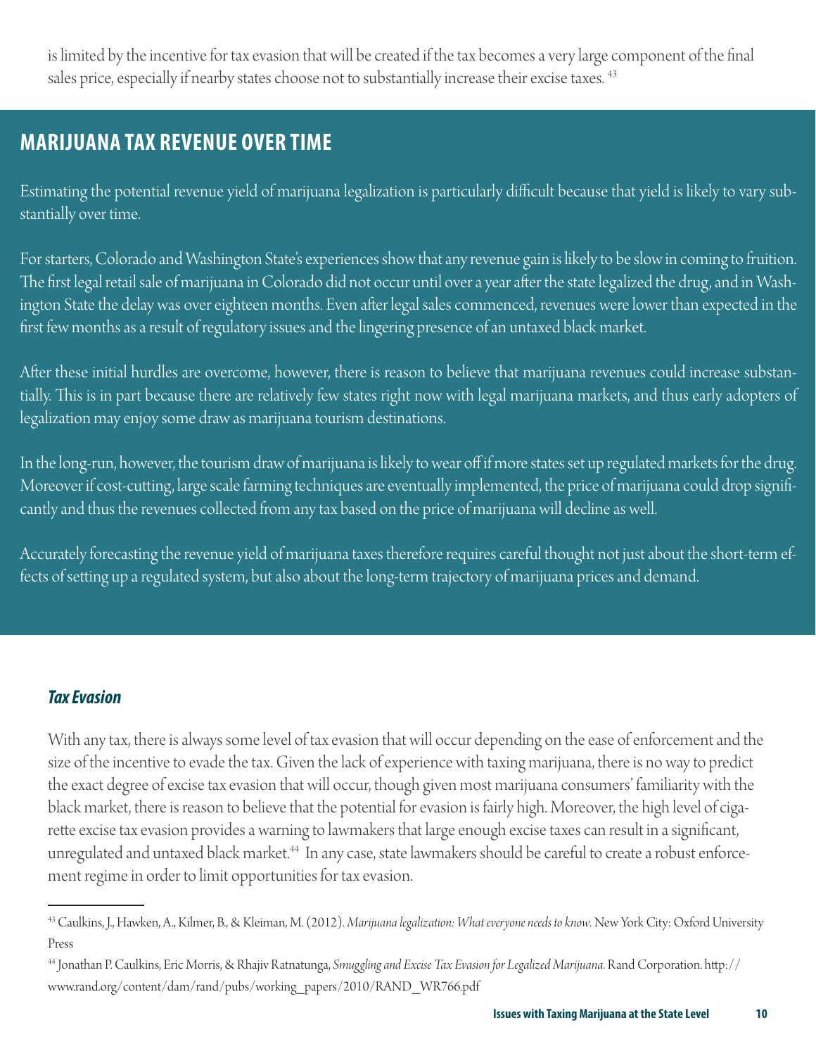is limited by the incentive for tax evasion that will be created if the tax becomes a very large component of the final sales price, especially if nearby states choose not to substantially increase their excise taxes. [43]

## MARIJUANA TAX REVENUE OVER TIME

Estimating the potential revenue yield of marijuana legalization is particularly difficult because that yield is likely to vary substantially over time.

For starters, Colorado and Washington State's experiences show that any revenue gain is likely to be slow in coming to fruition. The first legal retail sale of marijuana in Colorado did not occur until over a year after the state legalized the drug, and in Washington State the delay was over eighteen months. Even after legal sales commenced, revenues were lower than expected in the first few months as a result of regulatory issues and the lingering presence of an untaxed black market.

After these initial hurdles are overcome, however, there is reason to believe that marijuana revenues could increase substantially. This is in part because there are relatively few states right now with legal marijuana markets, and thus early adopters of legalization may enjoy some draw as marijuana tourism destinations.

In the long-run, however, the tourism draw of marijuana is likely to wear off if more states set up regulated markets for the drug. Moreover if cost-cutting, large scale farming techniques are eventually implemented, the price of marijuana could drop significantly and thus the revenues collected from any tax based on the price of marijuana will decline as well.

Accurately forecasting the revenue yield of marijuana taxes therefore requires careful thought not just about the short-term effects of setting up a regulated system, but also about the long-term trajectory of marijuana prices and demand.

### *Tax Evasion*

With any tax, there is always some level of tax evasion that will occur depending on the ease of enforcement and the size of the incentive to evade the tax. Given the lack of experience with taxing marijuana, there is no way to predict the exact degree of excise tax evasion that will occur, though given most marijuana consumers' familiarity with the black market, there is reason to believe that the potential for evasion is fairly high. Moreover, the high level of cigarette excise tax evasion provides a warning to lawmakers that large enough excise taxes can result in a significant, unregulated and untaxed black market.[44] In any case, state lawmakers should be careful to create a robust enforcement regime in order to limit opportunities for tax evasion.

---

[43] Caulkins, J., Hawken, A., Kilmer, B., & Kleiman, M. (2012). *Marijuana legalization: What everyone needs to know.* New York City: Oxford University Press

[44] Jonathan P. Caulkins, Eric Morris, & Rhajiv Ratnatunga, *Smuggling and Excise Tax Evasion for Legalized Marijuana.* Rand Corporation. http://www.rand.org/content/dam/rand/pubs/working_papers/2010/RAND_WR766.pdf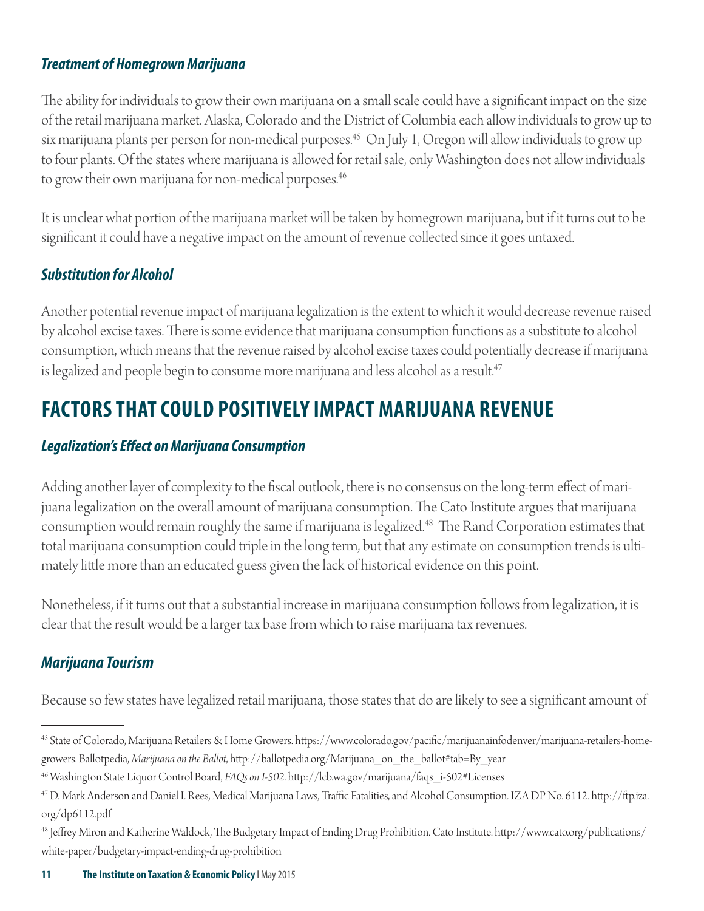### *Treatment of Homegrown Marijuana*

The ability for individuals to grow their own marijuana on a small scale could have a significant impact on the size of the retail marijuana market. Alaska, Colorado and the District of Columbia each allow individuals to grow up to six marijuana plants per person for non-medical purposes.[45] On July 1, Oregon will allow individuals to grow up to four plants. Of the states where marijuana is allowed for retail sale, only Washington does not allow individuals to grow their own marijuana for non-medical purposes.[46]

It is unclear what portion of the marijuana market will be taken by homegrown marijuana, but if it turns out to be significant it could have a negative impact on the amount of revenue collected since it goes untaxed.

### *Substitution for Alcohol*

Another potential revenue impact of marijuana legalization is the extent to which it would decrease revenue raised by alcohol excise taxes. There is some evidence that marijuana consumption functions as a substitute to alcohol consumption, which means that the revenue raised by alcohol excise taxes could potentially decrease if marijuana is legalized and people begin to consume more marijuana and less alcohol as a result.[47]

## FACTORS THAT COULD POSITIVELY IMPACT MARIJUANA REVENUE

### *Legalization's Effect on Marijuana Consumption*

Adding another layer of complexity to the fiscal outlook, there is no consensus on the long-term effect of marijuana legalization on the overall amount of marijuana consumption. The Cato Institute argues that marijuana consumption would remain roughly the same if marijuana is legalized.[48] The Rand Corporation estimates that total marijuana consumption could triple in the long term, but that any estimate on consumption trends is ultimately little more than an educated guess given the lack of historical evidence on this point.

Nonetheless, if it turns out that a substantial increase in marijuana consumption follows from legalization, it is clear that the result would be a larger tax base from which to raise marijuana tax revenues.

### *Marijuana Tourism*

Because so few states have legalized retail marijuana, those states that do are likely to see a significant amount of

---

[45] State of Colorado, Marijuana Retailers & Home Growers. https://www.colorado.gov/pacific/marijuanainfodenver/marijuana-retailers-home-growers. Ballotpedia, *Marijuana on the Ballot*, http://ballotpedia.org/Marijuana_on_the_ballot#tab=By_year

[46] Washington State Liquor Control Board, *FAQs on I-502*. http://lcb.wa.gov/marijuana/faqs_i-502#Licenses

[47] D. Mark Anderson and Daniel I. Rees, Medical Marijuana Laws, Traffic Fatalities, and Alcohol Consumption. IZA DP No. 6112. http://ftp.iza.org/dp6112.pdf

[48] Jeffrey Miron and Katherine Waldock, The Budgetary Impact of Ending Drug Prohibition. Cato Institute. http://www.cato.org/publications/white-paper/budgetary-impact-ending-drug-prohibition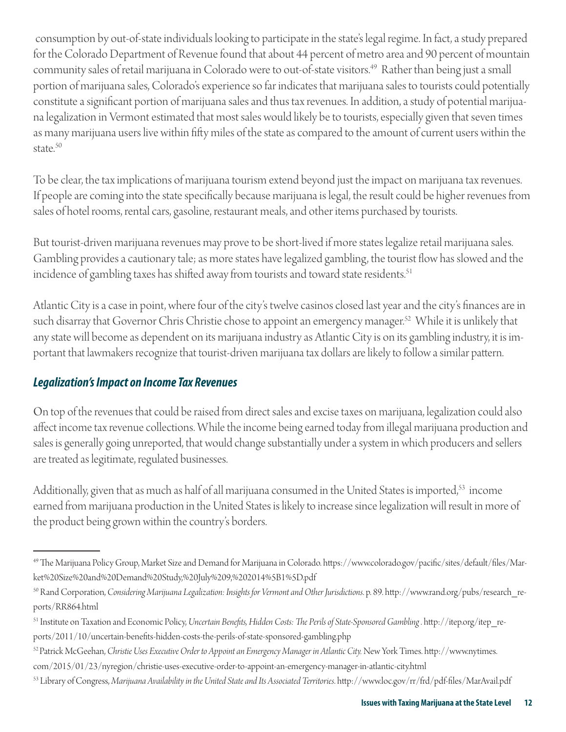consumption by out-of-state individuals looking to participate in the state's legal regime. In fact, a study prepared for the Colorado Department of Revenue found that about 44 percent of metro area and 90 percent of mountain community sales of retail marijuana in Colorado were to out-of-state visitors.[49] Rather than being just a small portion of marijuana sales, Colorado's experience so far indicates that marijuana sales to tourists could potentially constitute a significant portion of marijuana sales and thus tax revenues. In addition, a study of potential marijuana legalization in Vermont estimated that most sales would likely be to tourists, especially given that seven times as many marijuana users live within fifty miles of the state as compared to the amount of current users within the state.[50]

To be clear, the tax implications of marijuana tourism extend beyond just the impact on marijuana tax revenues. If people are coming into the state specifically because marijuana is legal, the result could be higher revenues from sales of hotel rooms, rental cars, gasoline, restaurant meals, and other items purchased by tourists.

But tourist-driven marijuana revenues may prove to be short-lived if more states legalize retail marijuana sales. Gambling provides a cautionary tale; as more states have legalized gambling, the tourist flow has slowed and the incidence of gambling taxes has shifted away from tourists and toward state residents.[51]

Atlantic City is a case in point, where four of the city's twelve casinos closed last year and the city's finances are in such disarray that Governor Chris Christie chose to appoint an emergency manager.[52] While it is unlikely that any state will become as dependent on its marijuana industry as Atlantic City is on its gambling industry, it is important that lawmakers recognize that tourist-driven marijuana tax dollars are likely to follow a similar pattern.

### *Legalization's Impact on Income Tax Revenues*

On top of the revenues that could be raised from direct sales and excise taxes on marijuana, legalization could also affect income tax revenue collections. While the income being earned today from illegal marijuana production and sales is generally going unreported, that would change substantially under a system in which producers and sellers are treated as legitimate, regulated businesses.

Additionally, given that as much as half of all marijuana consumed in the United States is imported,[53] income earned from marijuana production in the United States is likely to increase since legalization will result in more of the product being grown within the country's borders.

---

[49] The Marijuana Policy Group, Market Size and Demand for Marijuana in Colorado. https://www.colorado.gov/pacific/sites/default/files/Market%20Size%20and%20Demand%20Study,%20July%209,%202014%5B1%5D.pdf

[50] Rand Corporation, *Considering Marijuana Legalization: Insights for Vermont and Other Jurisdictions*. p. 89. http://www.rand.org/pubs/research_reports/RR864.html

[51] Institute on Taxation and Economic Policy, *Uncertain Benefits, Hidden Costs: The Perils of State-Sponsored Gambling* . http://itep.org/itep_reports/2011/10/uncertain-benefits-hidden-costs-the-perils-of-state-sponsored-gambling.php

[52] Patrick McGeehan, *Christie Uses Executive Order to Appoint an Emergency Manager in Atlantic City*. New York Times. http://www.nytimes.com/2015/01/23/nyregion/christie-uses-executive-order-to-appoint-an-emergency-manager-in-atlantic-city.html

[53] Library of Congress, *Marijuana Availability in the United State and Its Associated Territories*. http://www.loc.gov/rr/frd/pdf-files/MarAvail.pdf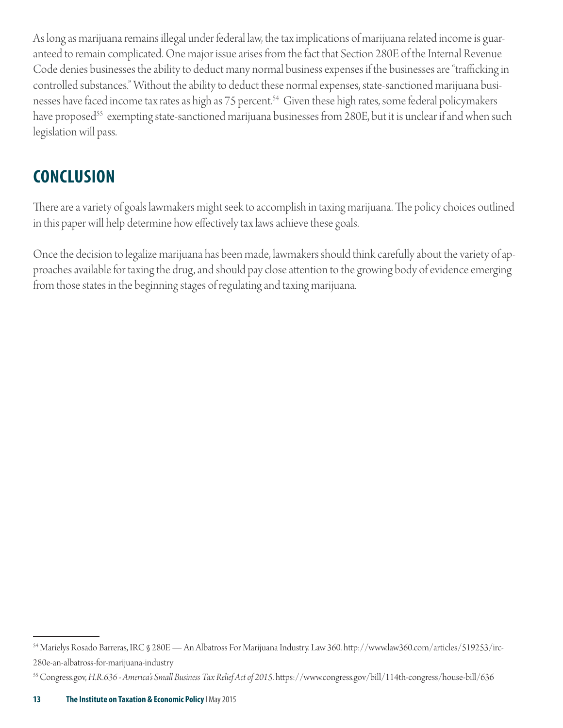As long as marijuana remains illegal under federal law, the tax implications of marijuana related income is guaranteed to remain complicated. One major issue arises from the fact that Section 280E of the Internal Revenue Code denies businesses the ability to deduct many normal business expenses if the businesses are "trafficking in controlled substances." Without the ability to deduct these normal expenses, state-sanctioned marijuana businesses have faced income tax rates as high as 75 percent.[54] Given these high rates, some federal policymakers have proposed[55] exempting state-sanctioned marijuana businesses from 280E, but it is unclear if and when such legislation will pass.

## CONCLUSION

There are a variety of goals lawmakers might seek to accomplish in taxing marijuana. The policy choices outlined in this paper will help determine how effectively tax laws achieve these goals.

Once the decision to legalize marijuana has been made, lawmakers should think carefully about the variety of approaches available for taxing the drug, and should pay close attention to the growing body of evidence emerging from those states in the beginning stages of regulating and taxing marijuana.

---

[54] Marielys Rosado Barreras, IRC § 280E — An Albatross For Marijuana Industry. Law 360. http://www.law360.com/articles/519253/irc-280e-an-albatross-for-marijuana-industry

[55] Congress.gov, *H.R.636 - America's Small Business Tax Relief Act of 2015*. https://www.congress.gov/bill/114th-congress/house-bill/636